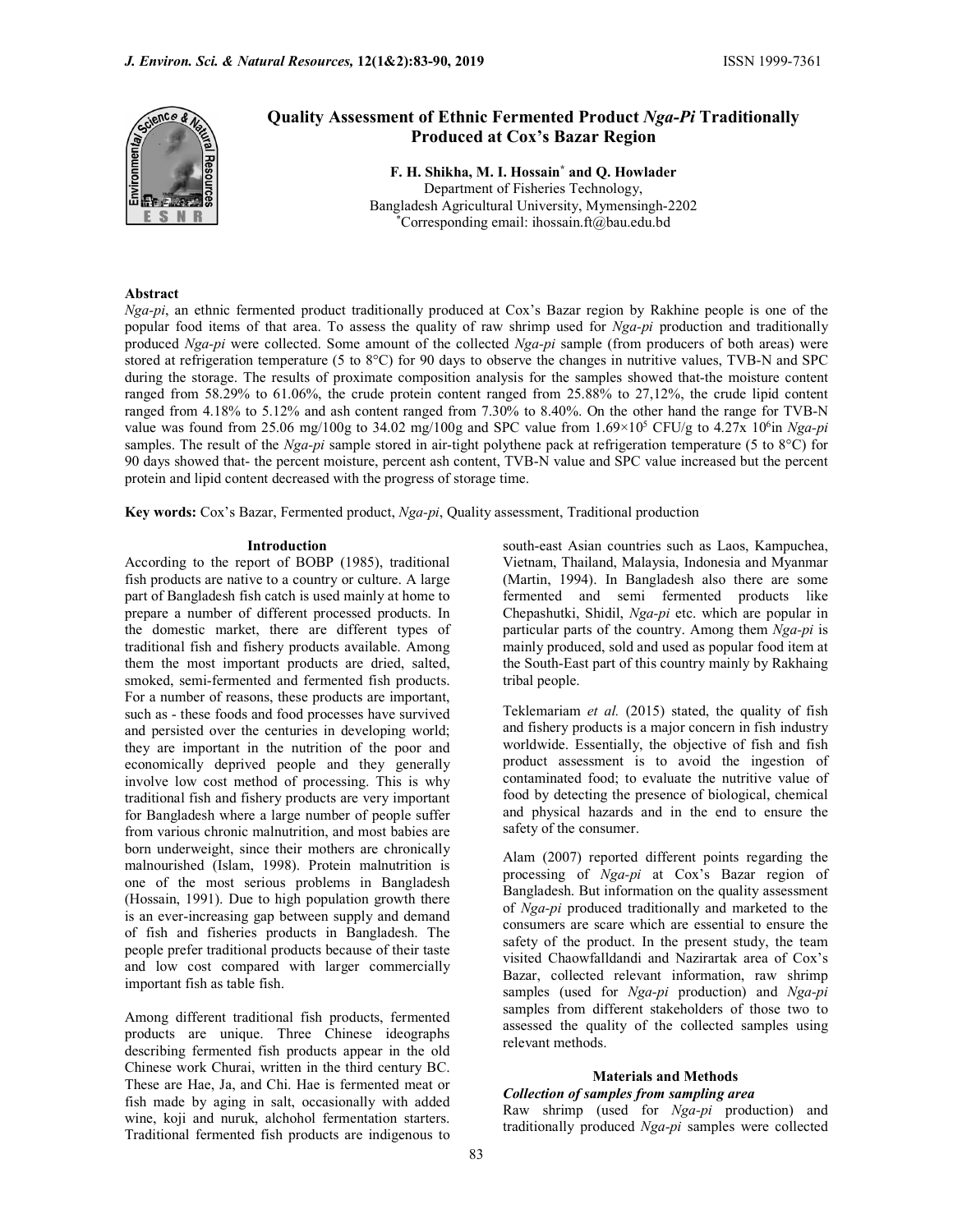# Quality Assessment of Ethnic Fermented Product *Nga-Pi* Traditionally Produced at Cox's Bazar Region

**F. H. Shikha, M. I. Hossain[*] and Q. Howlader**

Department of Fisheries Technology,
Bangladesh Agricultural University, Mymensingh-2202
[*]Corresponding email: ihossain.ft@bau.edu.bd

## Abstract

*Nga-pi*, an ethnic fermented product traditionally produced at Cox's Bazar region by Rakhine people is one of the popular food items of that area. To assess the quality of raw shrimp used for *Nga-pi* production and traditionally produced *Nga-pi* were collected. Some amount of the collected *Nga-pi* sample (from producers of both areas) were stored at refrigeration temperature (5 to 8°C) for 90 days to observe the changes in nutritive values, TVB-N and SPC during the storage. The results of proximate composition analysis for the samples showed that-the moisture content ranged from 58.29% to 61.06%, the crude protein content ranged from 25.88% to 27,12%, the crude lipid content ranged from 4.18% to 5.12% and ash content ranged from 7.30% to 8.40%. On the other hand the range for TVB-N value was found from 25.06 mg/100g to 34.02 mg/100g and SPC value from $1.69\times10^5$ CFU/g to $4.27\text{x } 10^6$in *Nga-pi* samples. The result of the *Nga-pi* sample stored in air-tight polythene pack at refrigeration temperature (5 to 8°C) for 90 days showed that- the percent moisture, percent ash content, TVB-N value and SPC value increased but the percent protein and lipid content decreased with the progress of storage time.

**Key words:** Cox's Bazar, Fermented product, *Nga-pi*, Quality assessment, Traditional production

## Introduction

According to the report of BOBP (1985), traditional fish products are native to a country or culture. A large part of Bangladesh fish catch is used mainly at home to prepare a number of different processed products. In the domestic market, there are different types of traditional fish and fishery products available. Among them the most important products are dried, salted, smoked, semi-fermented and fermented fish products. For a number of reasons, these products are important, such as - these foods and food processes have survived and persisted over the centuries in developing world; they are important in the nutrition of the poor and economically deprived people and they generally involve low cost method of processing. This is why traditional fish and fishery products are very important for Bangladesh where a large number of people suffer from various chronic malnutrition, and most babies are born underweight, since their mothers are chronically malnourished (Islam, 1998). Protein malnutrition is one of the most serious problems in Bangladesh (Hossain, 1991). Due to high population growth there is an ever-increasing gap between supply and demand of fish and fisheries products in Bangladesh. The people prefer traditional products because of their taste and low cost compared with larger commercially important fish as table fish.

Among different traditional fish products, fermented products are unique. Three Chinese ideographs describing fermented fish products appear in the old Chinese work Churai, written in the third century BC. These are Hae, Ja, and Chi. Hae is fermented meat or fish made by aging in salt, occasionally with added wine, koji and nuruk, alchohol fermentation starters. Traditional fermented fish products are indigenous to south-east Asian countries such as Laos, Kampuchea, Vietnam, Thailand, Malaysia, Indonesia and Myanmar (Martin, 1994). In Bangladesh also there are some fermented and semi fermented products like Chepashutki, Shidil, *Nga-pi* etc. which are popular in particular parts of the country. Among them *Nga-pi* is mainly produced, sold and used as popular food item at the South-East part of this country mainly by Rakhaing tribal people.

Teklemariam *et al.* (2015) stated, the quality of fish and fishery products is a major concern in fish industry worldwide. Essentially, the objective of fish and fish product assessment is to avoid the ingestion of contaminated food; to evaluate the nutritive value of food by detecting the presence of biological, chemical and physical hazards and in the end to ensure the safety of the consumer.

Alam (2007) reported different points regarding the processing of *Nga-pi* at Cox's Bazar region of Bangladesh. But information on the quality assessment of *Nga-pi* produced traditionally and marketed to the consumers are scare which are essential to ensure the safety of the product. In the present study, the team visited Chaowfalldandi and Nazirartak area of Cox's Bazar, collected relevant information, raw shrimp samples (used for *Nga-pi* production) and *Nga-pi* samples from different stakeholders of those two to assessed the quality of the collected samples using relevant methods.

## Materials and Methods

### *Collection of samples from sampling area*

Raw shrimp (used for *Nga-pi* production) and traditionally produced *Nga-pi* samples were collected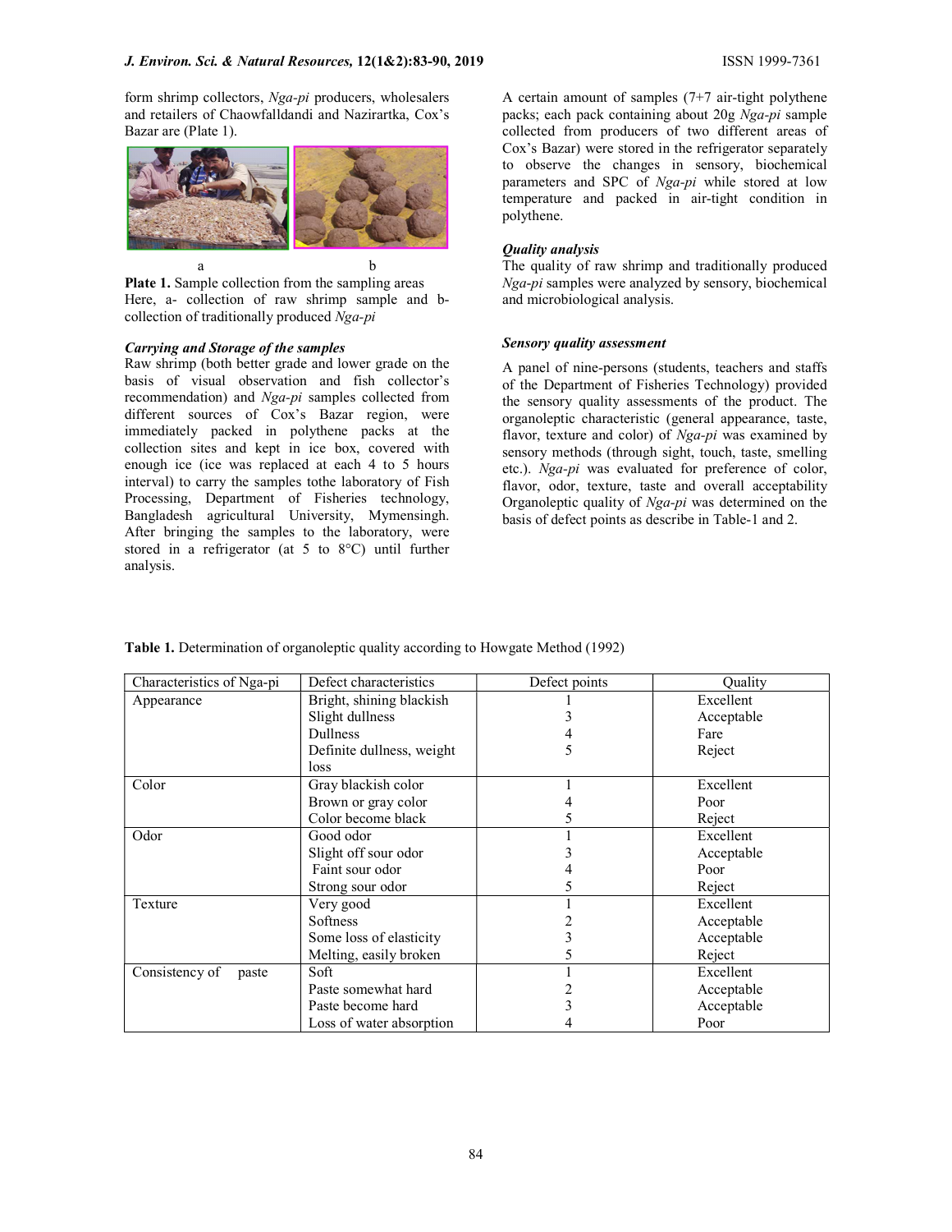form shrimp collectors, *Nga-pi* producers, wholesalers and retailers of Chaowfalldandi and Nazirartka, Cox's Bazar are (Plate 1).

a b

**Plate 1.** Sample collection from the sampling areas
Here, a- collection of raw shrimp sample and b- collection of traditionally produced *Nga-pi*

***Carrying and Storage of the samples***

Raw shrimp (both better grade and lower grade on the basis of visual observation and fish collector's recommendation) and *Nga-pi* samples collected from different sources of Cox's Bazar region, were immediately packed in polythene packs at the collection sites and kept in ice box, covered with enough ice (ice was replaced at each 4 to 5 hours interval) to carry the samples tothe laboratory of Fish Processing, Department of Fisheries technology, Bangladesh agricultural University, Mymensingh. After bringing the samples to the laboratory, were stored in a refrigerator (at 5 to 8°C) until further analysis.

A certain amount of samples (7+7 air-tight polythene packs; each pack containing about 20g *Nga-pi* sample collected from producers of two different areas of Cox's Bazar) were stored in the refrigerator separately to observe the changes in sensory, biochemical parameters and SPC of *Nga-pi* while stored at low temperature and packed in air-tight condition in polythene.

***Quality analysis***

The quality of raw shrimp and traditionally produced *Nga-pi* samples were analyzed by sensory, biochemical and microbiological analysis.

***Sensory quality assessment***

A panel of nine-persons (students, teachers and staffs of the Department of Fisheries Technology) provided the sensory quality assessments of the product. The organoleptic characteristic (general appearance, taste, flavor, texture and color) of *Nga-pi* was examined by sensory methods (through sight, touch, taste, smelling etc.). *Nga-pi* was evaluated for preference of color, flavor, odor, texture, taste and overall acceptability Organoleptic quality of *Nga-pi* was determined on the basis of defect points as describe in Table-1 and 2.

**Table 1.** Determination of organoleptic quality according to Howgate Method (1992)

| Characteristics of Nga-pi | Defect characteristics | Defect points | Quality |
|---|---|---|---|
| Appearance | Bright, shining blackish | 1 | Excellent |
| | Slight dullness | 3 | Acceptable |
| | Dullness | 4 | Fare |
| | Definite dullness, weight loss | 5 | Reject |
| Color | Gray blackish color | 1 | Excellent |
| | Brown or gray color | 4 | Poor |
| | Color become black | 5 | Reject |
| Odor | Good odor | 1 | Excellent |
| | Slight off sour odor | 3 | Acceptable |
| | Faint sour odor | 4 | Poor |
| | Strong sour odor | 5 | Reject |
| Texture | Very good | 1 | Excellent |
| | Softness | 2 | Acceptable |
| | Some loss of elasticity | 3 | Acceptable |
| | Melting, easily broken | 5 | Reject |
| Consistency of paste | Soft | 1 | Excellent |
| | Paste somewhat hard | 2 | Acceptable |
| | Paste become hard | 3 | Acceptable |
| | Loss of water absorption | 4 | Poor |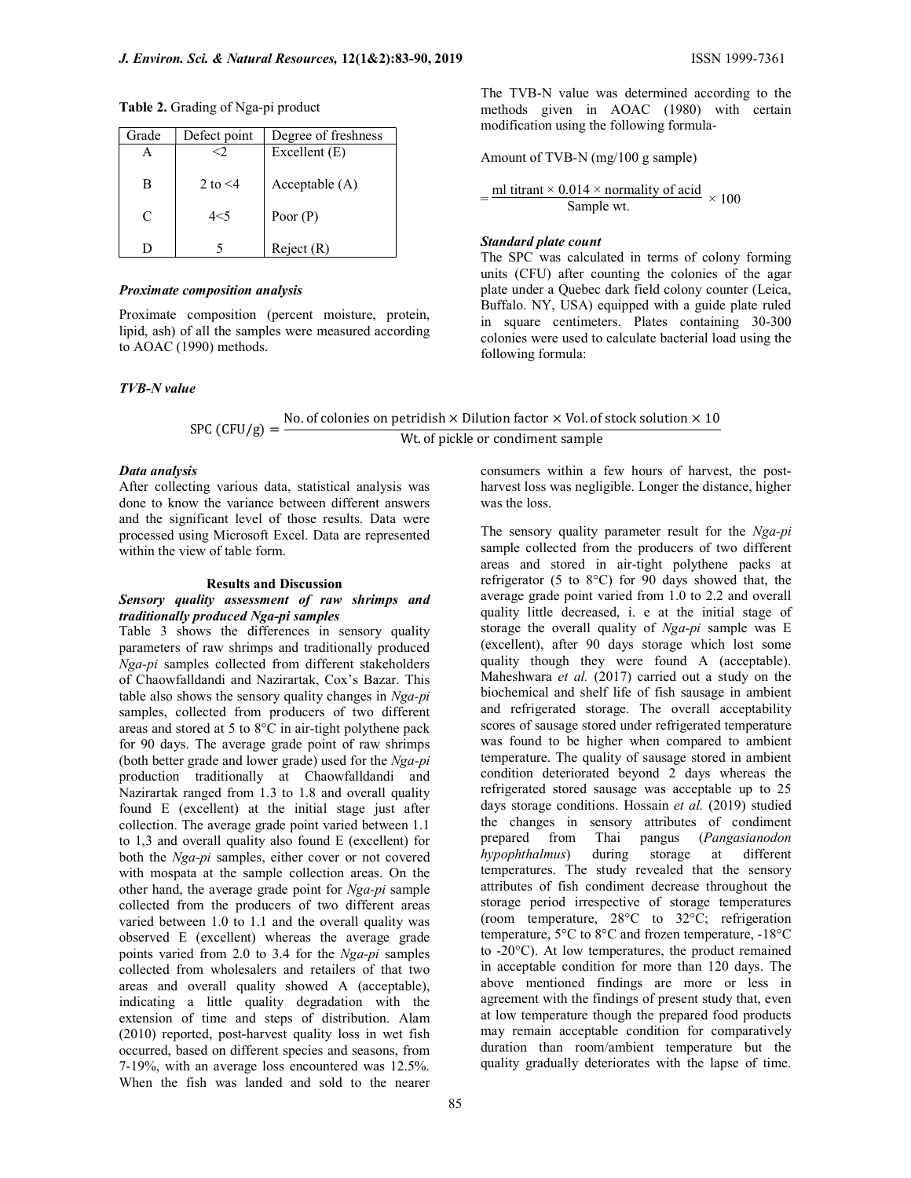**Table 2.** Grading of Nga-pi product

| Grade | Defect point | Degree of freshness |
|---|---|---|
| A | <2 | Excellent (E) |
| B | 2 to <4 | Acceptable (A) |
| C | 4<5 | Poor (P) |
| D | 5 | Reject (R) |

***Proximate composition analysis***

Proximate composition (percent moisture, protein, lipid, ash) of all the samples were measured according to AOAC (1990) methods.

***TVB-N value***

The TVB-N value was determined according to the methods given in AOAC (1980) with certain modification using the following formula-

Amount of TVB-N (mg/100 g sample)

$$= \frac{\text{ml titrant} \times 0.014 \times \text{normality of acid}}{\text{Sample wt.}} \times 100$$

***Standard plate count***

The SPC was calculated in terms of colony forming units (CFU) after counting the colonies of the agar plate under a Quebec dark field colony counter (Leica, Buffalo. NY, USA) equipped with a guide plate ruled in square centimeters. Plates containing 30-300 colonies were used to calculate bacterial load using the following formula:

$$\text{SPC (CFU/g)} = \frac{\text{No. of colonies on petridish} \times \text{Dilution factor} \times \text{Vol. of stock solution} \times 10}{\text{Wt. of pickle or condiment sample}}$$

***Data analysis***

After collecting various data, statistical analysis was done to know the variance between different answers and the significant level of those results. Data were processed using Microsoft Excel. Data are represented within the view of table form.

## Results and Discussion

***Sensory quality assessment of raw shrimps and traditionally produced Nga-pi samples***

Table 3 shows the differences in sensory quality parameters of raw shrimps and traditionally produced *Nga-pi* samples collected from different stakeholders of Chaowfalldandi and Nazirartak, Cox's Bazar. This table also shows the sensory quality changes in *Nga-pi* samples, collected from producers of two different areas and stored at 5 to 8°C in air-tight polythene pack for 90 days. The average grade point of raw shrimps (both better grade and lower grade) used for the *Nga-pi* production traditionally at Chaowfalldandi and Nazirartak ranged from 1.3 to 1.8 and overall quality found E (excellent) at the initial stage just after collection. The average grade point varied between 1.1 to 1,3 and overall quality also found E (excellent) for both the *Nga-pi* samples, either cover or not covered with mospata at the sample collection areas. On the other hand, the average grade point for *Nga-pi* sample collected from the producers of two different areas varied between 1.0 to 1.1 and the overall quality was observed E (excellent) whereas the average grade points varied from 2.0 to 3.4 for the *Nga-pi* samples collected from wholesalers and retailers of that two areas and overall quality showed A (acceptable), indicating a little quality degradation with the extension of time and steps of distribution. Alam (2010) reported, post-harvest quality loss in wet fish occurred, based on different species and seasons, from 7-19%, with an average loss encountered was 12.5%. When the fish was landed and sold to the nearer consumers within a few hours of harvest, the post-harvest loss was negligible. Longer the distance, higher was the loss.

The sensory quality parameter result for the *Nga-pi* sample collected from the producers of two different areas and stored in air-tight polythene packs at refrigerator (5 to 8°C) for 90 days showed that, the average grade point varied from 1.0 to 2.2 and overall quality little decreased, i. e at the initial stage of storage the overall quality of *Nga-pi* sample was E (excellent), after 90 days storage which lost some quality though they were found A (acceptable). Maheshwara *et al.* (2017) carried out a study on the biochemical and shelf life of fish sausage in ambient and refrigerated storage. The overall acceptability scores of sausage stored under refrigerated temperature was found to be higher when compared to ambient temperature. The quality of sausage stored in ambient condition deteriorated beyond 2 days whereas the refrigerated stored sausage was acceptable up to 25 days storage conditions. Hossain *et al.* (2019) studied the changes in sensory attributes of condiment prepared from Thai pangus (*Pangasianodon hypophthalmus*) during storage at different temperatures. The study revealed that the sensory attributes of fish condiment decrease throughout the storage period irrespective of storage temperatures (room temperature, 28°C to 32°C; refrigeration temperature, 5°C to 8°C and frozen temperature, -18°C to -20°C). At low temperatures, the product remained in acceptable condition for more than 120 days. The above mentioned findings are more or less in agreement with the findings of present study that, even at low temperature though the prepared food products may remain acceptable condition for comparatively duration than room/ambient temperature but the quality gradually deteriorates with the lapse of time.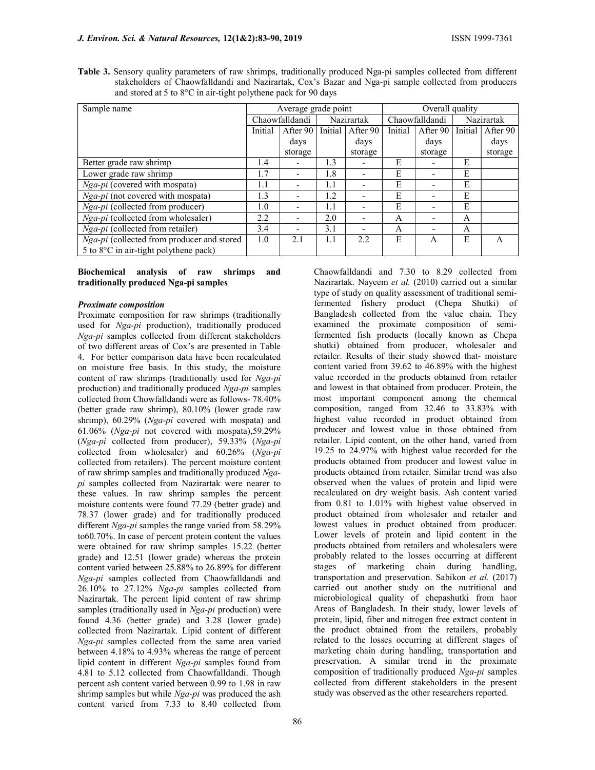**Table 3.** Sensory quality parameters of raw shrimps, traditionally produced Nga-pi samples collected from different stakeholders of Chaowfalldandi and Nazirartak, Cox's Bazar and Nga-pi sample collected from producers and stored at 5 to 8°C in air-tight polythene pack for 90 days

| Sample name | Average grade point | | | | Overall quality | | | |
|---|---|---|---|---|---|---|---|---|
| | Chaowfalldandi | | Nazirartak | | Chaowfalldandi | | Nazirartak | |
| | Initial | After 90 days storage | Initial | After 90 days storage | Initial | After 90 days storage | Initial | After 90 days storage |
| Better grade raw shrimp | 1.4 | - | 1.3 | - | E | - | E | |
| Lower grade raw shrimp | 1.7 | - | 1.8 | - | E | - | E | |
| *Nga-pi* (covered with mospata) | 1.1 | - | 1.1 | - | E | - | E | |
| *Nga-pi* (not covered with mospata) | 1.3 | - | 1.2 | - | E | - | E | |
| *Nga-pi* (collected from producer) | 1.0 | - | 1.1 | - | E | - | E | |
| *Nga-pi* (collected from wholesaler) | 2.2 | - | 2.0 | - | A | - | A | |
| *Nga-pi* (collected from retailer) | 3.4 | - | 3.1 | - | A | - | A | |
| *Nga-pi* (collected from producer and stored 5 to 8°C in air-tight polythene pack) | 1.0 | 2.1 | 1.1 | 2.2 | E | A | E | A |

**Biochemical analysis of raw shrimps and traditionally produced Nga-pi samples**

***Proximate composition***

Proximate composition for raw shrimps (traditionally used for *Nga-pi* production), traditionally produced *Nga-pi* samples collected from different stakeholders of two different areas of Cox's are presented in Table 4. For better comparison data have been recalculated on moisture free basis. In this study, the moisture content of raw shrimps (traditionally used for *Nga-pi* production) and traditionally produced *Nga-pi* samples collected from Chowfalldandi were as follows- 78.40% (better grade raw shrimp), 80.10% (lower grade raw shrimp), 60.29% (*Nga-pi* covered with mospata) and 61.06% (*Nga-pi* not covered with mospata),59.29% (*Nga-pi* collected from producer), 59.33% (*Nga-pi* collected from wholesaler) and 60.26% (*Nga-pi* collected from retailers). The percent moisture content of raw shrimp samples and traditionally produced *Nga-pi* samples collected from Nazirartak were nearer to these values. In raw shrimp samples the percent moisture contents were found 77.29 (better grade) and 78.37 (lower grade) and for traditionally produced different *Nga-pi* samples the range varied from 58.29% to60.70%. In case of percent protein content the values were obtained for raw shrimp samples 15.22 (better grade) and 12.51 (lower grade) whereas the protein content varied between 25.88% to 26.89% for different *Nga-pi* samples collected from Chaowfalldandi and 26.10% to 27.12% *Nga-pi* samples collected from Nazirartak. The percent lipid content of raw shrimp samples (traditionally used in *Nga-pi* production) were found 4.36 (better grade) and 3.28 (lower grade) collected from Nazirartak. Lipid content of different *Nga-pi* samples collected from the same area varied between 4.18% to 4.93% whereas the range of percent lipid content in different *Nga-pi* samples found from 4.81 to 5.12 collected from Chaowfalldandi. Though percent ash content varied between 0.99 to 1.98 in raw shrimp samples but while *Nga-pi* was produced the ash content varied from 7.33 to 8.40 collected from Chaowfalldandi and 7.30 to 8.29 collected from Nazirartak. Nayeem *et al.* (2010) carried out a similar type of study on quality assessment of traditional semi-fermented fishery product (Chepa Shutki) of Bangladesh collected from the value chain. They examined the proximate composition of semi-fermented fish products (locally known as Chepa shutki) obtained from producer, wholesaler and retailer. Results of their study showed that- moisture content varied from 39.62 to 46.89% with the highest value recorded in the products obtained from retailer and lowest in that obtained from producer. Protein, the most important component among the chemical composition, ranged from 32.46 to 33.83% with highest value recorded in product obtained from producer and lowest value in those obtained from retailer. Lipid content, on the other hand, varied from 19.25 to 24.97% with highest value recorded for the products obtained from producer and lowest value in products obtained from retailer. Similar trend was also observed when the values of protein and lipid were recalculated on dry weight basis. Ash content varied from 0.81 to 1.01% with highest value observed in product obtained from wholesaler and retailer and lowest values in product obtained from producer. Lower levels of protein and lipid content in the products obtained from retailers and wholesalers were probably related to the losses occurring at different stages of marketing chain during handling, transportation and preservation. Sabikon *et al.* (2017) carried out another study on the nutritional and microbiological quality of chepashutki from haor Areas of Bangladesh. In their study, lower levels of protein, lipid, fiber and nitrogen free extract content in the product obtained from the retailers, probably related to the losses occurring at different stages of marketing chain during handling, transportation and preservation. A similar trend in the proximate composition of traditionally produced *Nga-pi* samples collected from different stakeholders in the present study was observed as the other researchers reported.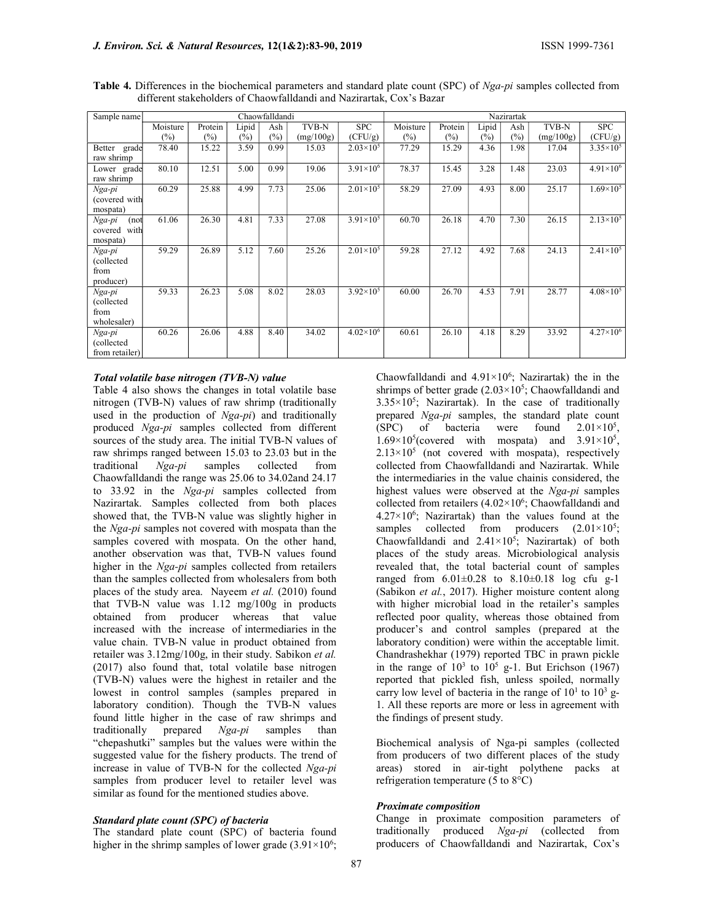**Table 4.** Differences in the biochemical parameters and standard plate count (SPC) of *Nga-pi* samples collected from different stakeholders of Chaowfalldandi and Nazirartak, Cox's Bazar

| Sample name | Chaowfalldandi | | | | | | Nazirartak | | | | | |
|---|---|---|---|---|---|---|---|---|---|---|---|---|
| | Moisture (%) | Protein (%) | Lipid (%) | Ash (%) | TVB-N (mg/100g) | SPC (CFU/g) | Moisture (%) | Protein (%) | Lipid (%) | Ash (%) | TVB-N (mg/100g) | SPC (CFU/g) |
| Better grade raw shrimp | 78.40 | 15.22 | 3.59 | 0.99 | 15.03 | $2.03 \times 10^5$ | 77.29 | 15.29 | 4.36 | 1.98 | 17.04 | $3.35 \times 10^5$ |
| Lower grade raw shrimp | 80.10 | 12.51 | 5.00 | 0.99 | 19.06 | $3.91 \times 10^6$ | 78.37 | 15.45 | 3.28 | 1.48 | 23.03 | $4.91 \times 10^6$ |
| *Nga-pi* (covered with mospata) | 60.29 | 25.88 | 4.99 | 7.73 | 25.06 | $2.01 \times 10^5$ | 58.29 | 27.09 | 4.93 | 8.00 | 25.17 | $1.69 \times 10^5$ |
| *Nga-pi* (not covered with mospata) | 61.06 | 26.30 | 4.81 | 7.33 | 27.08 | $3.91 \times 10^5$ | 60.70 | 26.18 | 4.70 | 7.30 | 26.15 | $2.13 \times 10^5$ |
| *Nga-pi* (collected from producer) | 59.29 | 26.89 | 5.12 | 7.60 | 25.26 | $2.01 \times 10^5$ | 59.28 | 27.12 | 4.92 | 7.68 | 24.13 | $2.41 \times 10^5$ |
| *Nga-pi* (collected from wholesaler) | 59.33 | 26.23 | 5.08 | 8.02 | 28.03 | $3.92 \times 10^5$ | 60.00 | 26.70 | 4.53 | 7.91 | 28.77 | $4.08 \times 10^5$ |
| *Nga-pi* (collected from retailer) | 60.26 | 26.06 | 4.88 | 8.40 | 34.02 | $4.02 \times 10^6$ | 60.61 | 26.10 | 4.18 | 8.29 | 33.92 | $4.27 \times 10^6$ |

### *Total volatile base nitrogen (TVB-N) value*

Table 4 also shows the changes in total volatile base nitrogen (TVB-N) values of raw shrimp (traditionally used in the production of *Nga-pi*) and traditionally produced *Nga-pi* samples collected from different sources of the study area. The initial TVB-N values of raw shrimps ranged between 15.03 to 23.03 but in the traditional *Nga-pi* samples collected from Chaowfalldandi the range was 25.06 to 34.02and 24.17 to 33.92 in the *Nga-pi* samples collected from Nazirartak. Samples collected from both places showed that, the TVB-N value was slightly higher in the *Nga-pi* samples not covered with mospata than the samples covered with mospata. On the other hand, another observation was that, TVB-N values found higher in the *Nga-pi* samples collected from retailers than the samples collected from wholesalers from both places of the study area. Nayeem *et al.* (2010) found that TVB-N value was 1.12 mg/100g in products obtained from producer whereas that value increased with the increase of intermediaries in the value chain. TVB-N value in product obtained from retailer was 3.12mg/100g, in their study. Sabikon *et al.* (2017) also found that, total volatile base nitrogen (TVB-N) values were the highest in retailer and the lowest in control samples (samples prepared in laboratory condition). Though the TVB-N values found little higher in the case of raw shrimps and traditionally prepared *Nga-pi* samples than "chepashutki" samples but the values were within the suggested value for the fishery products. The trend of increase in value of TVB-N for the collected *Nga-pi* samples from producer level to retailer level was similar as found for the mentioned studies above.

### *Standard plate count (SPC) of bacteria*

The standard plate count (SPC) of bacteria found higher in the shrimp samples of lower grade ($3.91 \times 10^6$; Chaowfalldandi and $4.91 \times 10^6$; Nazirartak) the in the shrimps of better grade ($2.03 \times 10^5$; Chaowfalldandi and $3.35 \times 10^5$; Nazirartak). In the case of traditionally prepared *Nga-pi* samples, the standard plate count (SPC) of bacteria were found $2.01 \times 10^5$, $1.69 \times 10^5$(covered with mospata) and $3.91 \times 10^5$, $2.13 \times 10^5$ (not covered with mospata), respectively collected from Chaowfalldandi and Nazirartak. While the intermediaries in the value chainis considered, the highest values were observed at the *Nga-pi* samples collected from retailers ($4.02 \times 10^6$; Chaowfalldandi and $4.27 \times 10^6$; Nazirartak) than the values found at the samples collected from producers ($2.01 \times 10^5$; Chaowfalldandi and $2.41 \times 10^5$; Nazirartak) of both places of the study areas. Microbiological analysis revealed that, the total bacterial count of samples ranged from $6.01 \pm 0.28$ to $8.10 \pm 0.18$ log cfu g-1 (Sabikon *et al.*, 2017). Higher moisture content along with higher microbial load in the retailer's samples reflected poor quality, whereas those obtained from producer's and control samples (prepared at the laboratory condition) were within the acceptable limit. Chandrashekhar (1979) reported TBC in prawn pickle in the range of $10^3$ to $10^5$ g-1. But Erichson (1967) reported that pickled fish, unless spoiled, normally carry low level of bacteria in the range of $10^1$ to $10^3$ g-1. All these reports are more or less in agreement with the findings of present study.

Biochemical analysis of Nga-pi samples (collected from producers of two different places of the study areas) stored in air-tight polythene packs at refrigeration temperature (5 to 8°C)

### *Proximate composition*

Change in proximate composition parameters of traditionally produced *Nga-pi* (collected from producers of Chaowfalldandi and Nazirartak, Cox's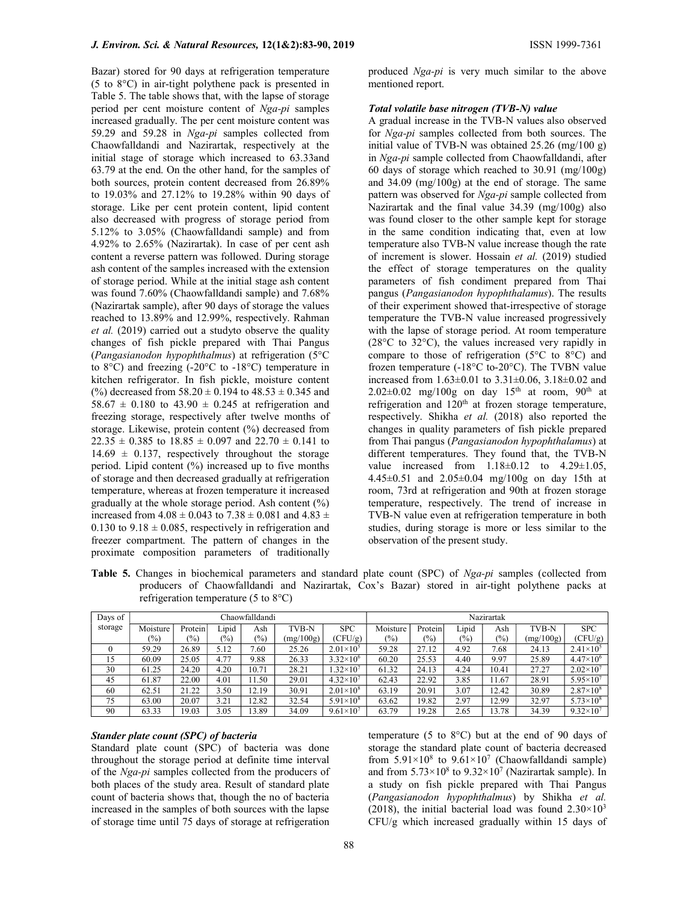Bazar) stored for 90 days at refrigeration temperature (5 to 8°C) in air-tight polythene pack is presented in Table 5. The table shows that, with the lapse of storage period per cent moisture content of *Nga-pi* samples increased gradually. The per cent moisture content was 59.29 and 59.28 in *Nga-pi* samples collected from Chaowfalldandi and Nazirartak, respectively at the initial stage of storage which increased to 63.33and 63.79 at the end. On the other hand, for the samples of both sources, protein content decreased from 26.89% to 19.03% and 27.12% to 19.28% within 90 days of storage. Like per cent protein content, lipid content also decreased with progress of storage period from 5.12% to 3.05% (Chaowfalldandi sample) and from 4.92% to 2.65% (Nazirartak). In case of per cent ash content a reverse pattern was followed. During storage ash content of the samples increased with the extension of storage period. While at the initial stage ash content was found 7.60% (Chaowfalldandi sample) and 7.68% (Nazirartak sample), after 90 days of storage the values reached to 13.89% and 12.99%, respectively. Rahman *et al.* (2019) carried out a studyto observe the quality changes of fish pickle prepared with Thai Pangus (*Pangasianodon hypophthalmus*) at refrigeration (5°C to 8°C) and freezing (-20°C to -18°C) temperature in kitchen refrigerator. In fish pickle, moisture content (%) decreased from $58.20 \pm 0.194$ to $48.53 \pm 0.345$ and $58.67 \pm 0.180$ to $43.90 \pm 0.245$ at refrigeration and freezing storage, respectively after twelve months of storage. Likewise, protein content (%) decreased from $22.35 \pm 0.385$ to $18.85 \pm 0.097$ and $22.70 \pm 0.141$ to $14.69 \pm 0.137$, respectively throughout the storage period. Lipid content (%) increased up to five months of storage and then decreased gradually at refrigeration temperature, whereas at frozen temperature it increased gradually at the whole storage period. Ash content (%) increased from $4.08 \pm 0.043$ to $7.38 \pm 0.081$ and $4.83 \pm 0.130$ to $9.18 \pm 0.085$, respectively in refrigeration and freezer compartment. The pattern of changes in the proximate composition parameters of traditionally produced *Nga-pi* is very much similar to the above mentioned report.

***Total volatile base nitrogen (TVB-N) value***

A gradual increase in the TVB-N values also observed for *Nga-pi* samples collected from both sources. The initial value of TVB-N was obtained 25.26 (mg/100 g) in *Nga-pi* sample collected from Chaowfalldandi, after 60 days of storage which reached to 30.91 (mg/100g) and 34.09 (mg/100g) at the end of storage. The same pattern was observed for *Nga-pi* sample collected from Nazirartak and the final value 34.39 (mg/100g) also was found closer to the other sample kept for storage in the same condition indicating that, even at low temperature also TVB-N value increase though the rate of increment is slower. Hossain *et al.* (2019) studied the effect of storage temperatures on the quality parameters of fish condiment prepared from Thai pangus (*Pangasianodon hypophthalamus*). The results of their experiment showed that-irrespective of storage temperature the TVB-N value increased progressively with the lapse of storage period. At room temperature (28°C to 32°C), the values increased very rapidly in compare to those of refrigeration (5°C to 8°C) and frozen temperature (-18°C to-20°C). The TVBN value increased from $1.63\pm0.01$ to $3.31\pm0.06$, $3.18\pm0.02$ and $2.02\pm0.02$ mg/100g on day 15th at room, 90th at refrigeration and 120th at frozen storage temperature, respectively. Shikha *et al.* (2018) also reported the changes in quality parameters of fish pickle prepared from Thai pangus (*Pangasianodon hypophthalamus*) at different temperatures. They found that, the TVB-N value increased from $1.18\pm0.12$ to $4.29\pm1.05$, $4.45\pm0.51$ and $2.05\pm0.04$ mg/100g on day 15th at room, 73rd at refrigeration and 90th at frozen storage temperature, respectively. The trend of increase in TVB-N value even at refrigeration temperature in both studies, during storage is more or less similar to the observation of the present study.

**Table 5.** Changes in biochemical parameters and standard plate count (SPC) of *Nga-pi* samples (collected from producers of Chaowfalldandi and Nazirartak, Cox's Bazar) stored in air-tight polythene packs at refrigeration temperature (5 to 8°C)

| Days of storage | Chaowfalldandi | | | | | | Nazirartak | | | | | |
|---|---|---|---|---|---|---|---|---|---|---|---|---|
| | Moisture (%) | Protein (%) | Lipid (%) | Ash (%) | TVB-N (mg/100g) | SPC (CFU/g) | Moisture (%) | Protein (%) | Lipid (%) | Ash (%) | TVB-N (mg/100g) | SPC (CFU/g) |
| 0 | 59.29 | 26.89 | 5.12 | 7.60 | 25.26 | $2.01\times10^5$ | 59.28 | 27.12 | 4.92 | 7.68 | 24.13 | $2.41\times10^5$ |
| 15 | 60.09 | 25.05 | 4.77 | 9.88 | 26.33 | $3.32\times10^6$ | 60.20 | 25.53 | 4.40 | 9.97 | 25.89 | $4.47\times10^6$ |
| 30 | 61.25 | 24.20 | 4.20 | 10.71 | 28.21 | $1.32\times10^7$ | 61.32 | 24.13 | 4.24 | 10.41 | 27.27 | $2.02\times10^7$ |
| 45 | 61.87 | 22.00 | 4.01 | 11.50 | 29.01 | $4.32\times10^7$ | 62.43 | 22.92 | 3.85 | 11.67 | 28.91 | $5.95\times10^7$ |
| 60 | 62.51 | 21.22 | 3.50 | 12.19 | 30.91 | $2.01\times10^8$ | 63.19 | 20.91 | 3.07 | 12.42 | 30.89 | $2.87\times10^8$ |
| 75 | 63.00 | 20.07 | 3.21 | 12.82 | 32.54 | $5.91\times10^8$ | 63.62 | 19.82 | 2.97 | 12.99 | 32.97 | $5.73\times10^8$ |
| 90 | 63.33 | 19.03 | 3.05 | 13.89 | 34.09 | $9.61\times10^7$ | 63.79 | 19.28 | 2.65 | 13.78 | 34.39 | $9.32\times10^7$ |

***Stander plate count (SPC) of bacteria***

Standard plate count (SPC) of bacteria was done throughout the storage period at definite time interval of the *Nga-pi* samples collected from the producers of both places of the study area. Result of standard plate count of bacteria shows that, though the no of bacteria increased in the samples of both sources with the lapse of storage time until 75 days of storage at refrigeration temperature (5 to 8°C) but at the end of 90 days of storage the standard plate count of bacteria decreased from $5.91\times10^8$ to $9.61\times10^7$ (Chaowfalldandi sample) and from $5.73\times10^8$ to $9.32\times10^7$ (Nazirartak sample). In a study on fish pickle prepared with Thai Pangus (*Pangasianodon hypophthalmus*) by Shikha *et al.* (2018), the initial bacterial load was found $2.30\times10^3$ CFU/g which increased gradually within 15 days of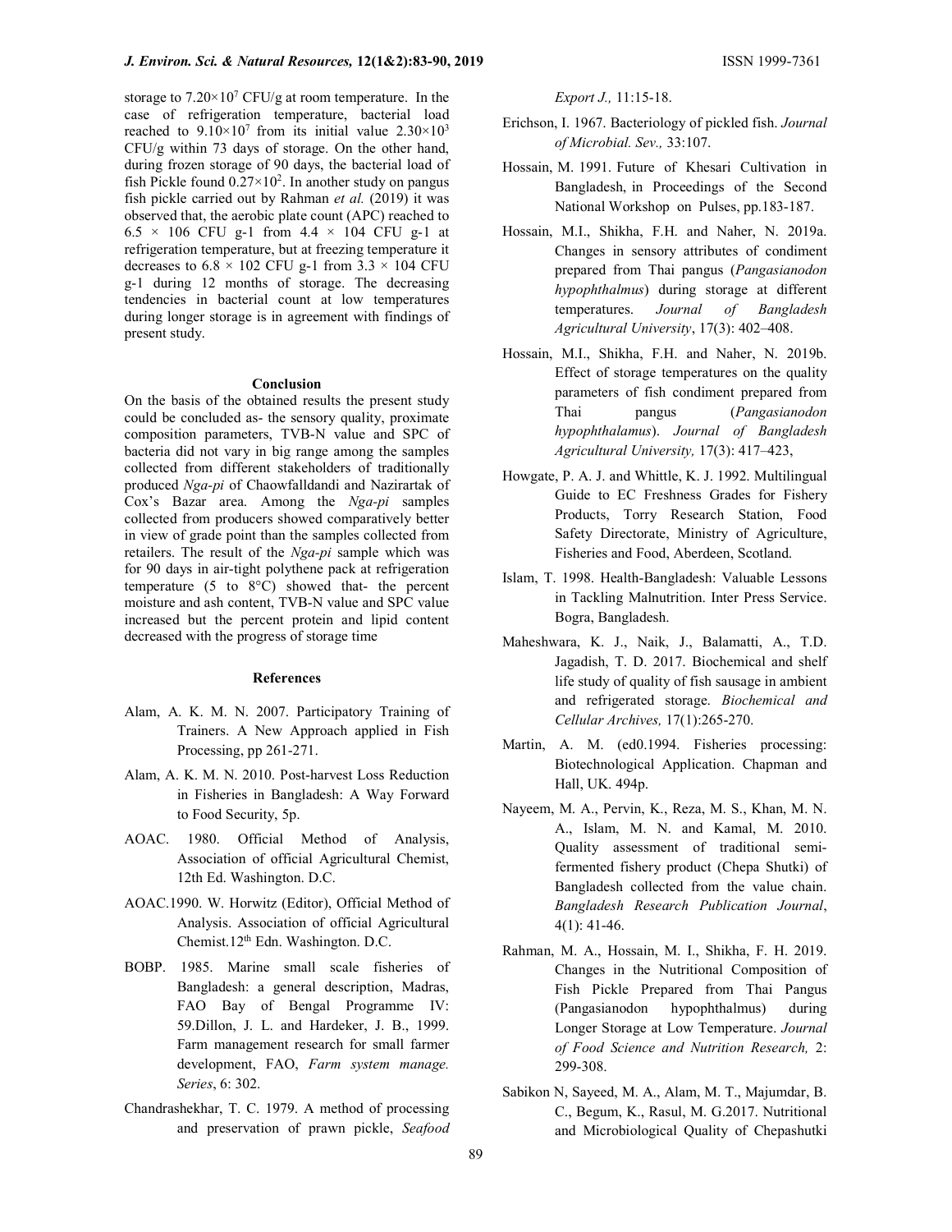storage to $7.20\times10^7$ CFU/g at room temperature. In the case of refrigeration temperature, bacterial load reached to $9.10\times10^7$ from its initial value $2.30\times10^3$ CFU/g within 73 days of storage. On the other hand, during frozen storage of 90 days, the bacterial load of fish Pickle found $0.27\times10^2$. In another study on pangus fish pickle carried out by Rahman *et al.* (2019) it was observed that, the aerobic plate count (APC) reached to 6.5 × 106 CFU g-1 from 4.4 × 104 CFU g-1 at refrigeration temperature, but at freezing temperature it decreases to 6.8 × 102 CFU g-1 from 3.3 × 104 CFU g-1 during 12 months of storage. The decreasing tendencies in bacterial count at low temperatures during longer storage is in agreement with findings of present study.

## Conclusion

On the basis of the obtained results the present study could be concluded as- the sensory quality, proximate composition parameters, TVB-N value and SPC of bacteria did not vary in big range among the samples collected from different stakeholders of traditionally produced *Nga-pi* of Chaowfalldandi and Nazirartak of Cox's Bazar area. Among the *Nga-pi* samples collected from producers showed comparatively better in view of grade point than the samples collected from retailers. The result of the *Nga-pi* sample which was for 90 days in air-tight polythene pack at refrigeration temperature (5 to 8°C) showed that- the percent moisture and ash content, TVB-N value and SPC value increased but the percent protein and lipid content decreased with the progress of storage time

## References

Alam, A. K. M. N. 2007. Participatory Training of Trainers. A New Approach applied in Fish Processing, pp 261-271.

Alam, A. K. M. N. 2010. Post-harvest Loss Reduction in Fisheries in Bangladesh: A Way Forward to Food Security, 5p.

AOAC. 1980. Official Method of Analysis, Association of official Agricultural Chemist, 12th Ed. Washington. D.C.

AOAC.1990. W. Horwitz (Editor), Official Method of Analysis. Association of official Agricultural Chemist.12th Edn. Washington. D.C.

BOBP. 1985. Marine small scale fisheries of Bangladesh: a general description, Madras, FAO Bay of Bengal Programme IV: 59.Dillon, J. L. and Hardeker, J. B., 1999. Farm management research for small farmer development, FAO, *Farm system manage. Series*, 6: 302.

Chandrashekhar, T. C. 1979. A method of processing and preservation of prawn pickle, *Seafood Export J.,* 11:15-18.

Erichson, I. 1967. Bacteriology of pickled fish. *Journal of Microbial. Sev.,* 33:107.

Hossain, M. 1991. Future of Khesari Cultivation in Bangladesh, in Proceedings of the Second National Workshop on Pulses, pp.183-187.

Hossain, M.I., Shikha, F.H. and Naher, N. 2019a. Changes in sensory attributes of condiment prepared from Thai pangus (*Pangasianodon hypophthalmus*) during storage at different temperatures. *Journal of Bangladesh Agricultural University*, 17(3): 402–408.

Hossain, M.I., Shikha, F.H. and Naher, N. 2019b. Effect of storage temperatures on the quality parameters of fish condiment prepared from Thai pangus (*Pangasianodon hypophthalamus*). *Journal of Bangladesh Agricultural University,* 17(3): 417–423,

Howgate, P. A. J. and Whittle, K. J. 1992. Multilingual Guide to EC Freshness Grades for Fishery Products, Torry Research Station, Food Safety Directorate, Ministry of Agriculture, Fisheries and Food, Aberdeen, Scotland.

Islam, T. 1998. Health-Bangladesh: Valuable Lessons in Tackling Malnutrition. Inter Press Service. Bogra, Bangladesh.

Maheshwara, K. J., Naik, J., Balamatti, A., T.D. Jagadish, T. D. 2017. Biochemical and shelf life study of quality of fish sausage in ambient and refrigerated storage. *Biochemical and Cellular Archives,* 17(1):265-270.

Martin, A. M. (ed0.1994. Fisheries processing: Biotechnological Application. Chapman and Hall, UK. 494p.

Nayeem, M. A., Pervin, K., Reza, M. S., Khan, M. N. A., Islam, M. N. and Kamal, M. 2010. Quality assessment of traditional semi-fermented fishery product (Chepa Shutki) of Bangladesh collected from the value chain. *Bangladesh Research Publication Journal*, 4(1): 41-46.

Rahman, M. A., Hossain, M. I., Shikha, F. H. 2019. Changes in the Nutritional Composition of Fish Pickle Prepared from Thai Pangus (Pangasianodon hypophthalmus) during Longer Storage at Low Temperature. *Journal of Food Science and Nutrition Research,* 2: 299-308.

Sabikon N, Sayeed, M. A., Alam, M. T., Majumdar, B. C., Begum, K., Rasul, M. G.2017. Nutritional and Microbiological Quality of Chepashutki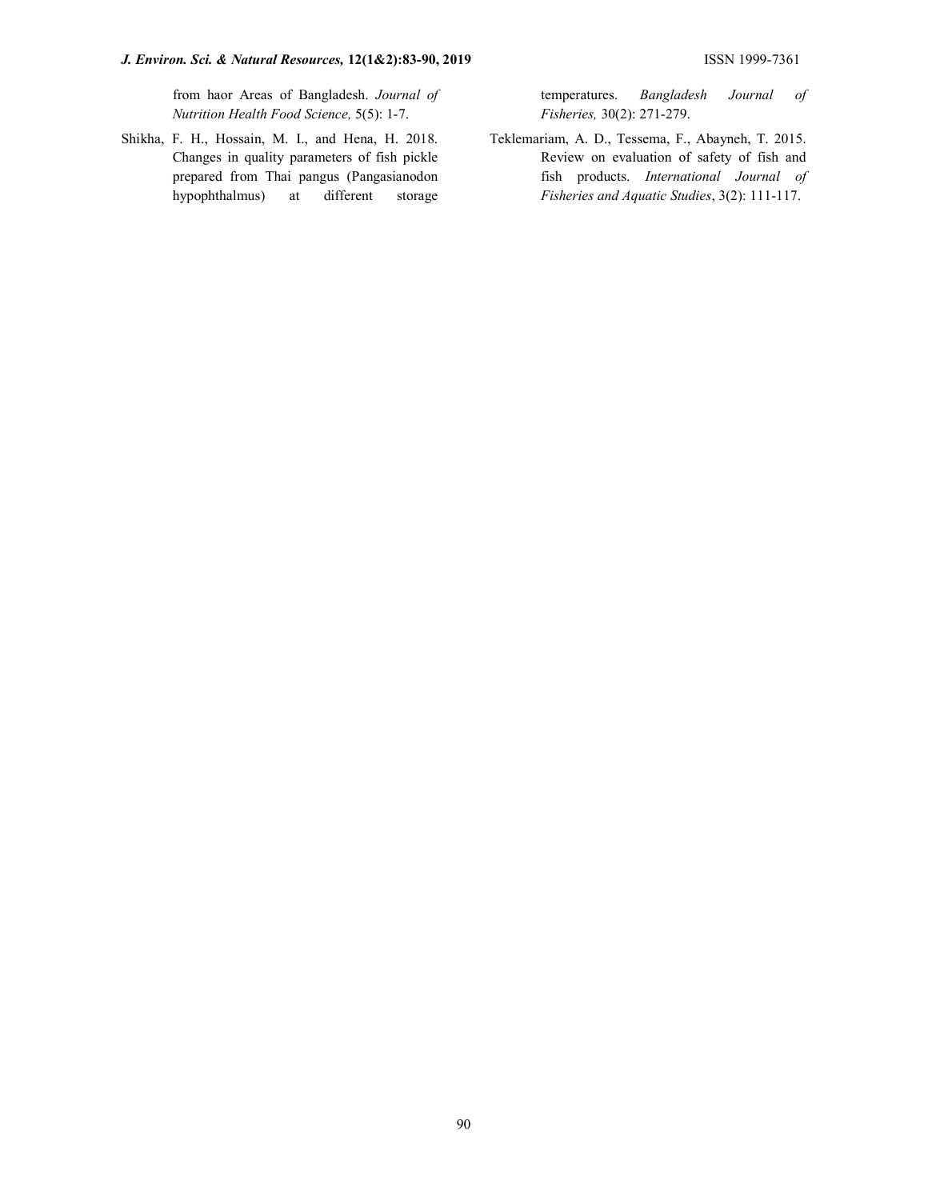from haor Areas of Bangladesh. *Journal of Nutrition Health Food Science,* 5(5): 1-7.

Shikha, F. H., Hossain, M. I., and Hena, H. 2018. Changes in quality parameters of fish pickle prepared from Thai pangus (Pangasianodon hypophthalmus) at different storage temperatures. *Bangladesh Journal of Fisheries,* 30(2): 271-279.

Teklemariam, A. D., Tessema, F., Abayneh, T. 2015. Review on evaluation of safety of fish and fish products. *International Journal of Fisheries and Aquatic Studies*, 3(2): 111-117.